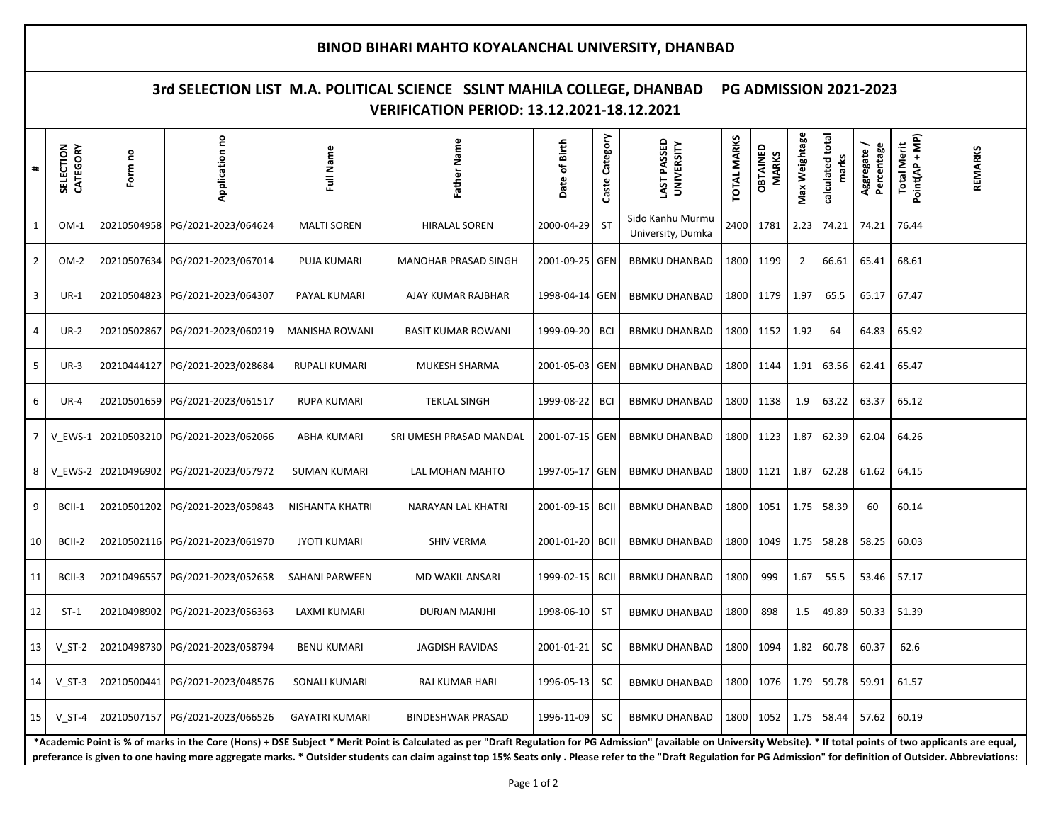# BINOD BIHARI MAHTO KOYALANCHAL UNIVERSITY, DHANBAD

## 3rd SELECTION LIST M.A. POLITICAL SCIENCE SSLNT MAHILA COLLEGE, DHANBAD PG ADMISSION 2021-2023

### VERIFICATION PERIOD: 13.12.2021-18.12.2021

| # | SELECTION CATEGORY | Form no | Application no | Full Name | Father Name | Date of Birth | Caste Category | LAST PASSED UNIVERSITY | TOTAL MARKS | OBTAINED MARKS | Max Weightage | calculated total marks | Aggregate / Percentage | Total Merit Point(AP + MP) | REMARKS |
|---|---|---|---|---|---|---|---|---|---|---|---|---|---|---|---|
| 1 | OM-1 | 20210504958 | PG/2021-2023/064624 | MALTI SOREN | HIRALAL SOREN | 2000-04-29 | ST | Sido Kanhu Murmu University, Dumka | 2400 | 1781 | 2.23 | 74.21 | 74.21 | 76.44 | |
| 2 | OM-2 | 20210507634 | PG/2021-2023/067014 | PUJA KUMARI | MANOHAR PRASAD SINGH | 2001-09-25 | GEN | BBMKU DHANBAD | 1800 | 1199 | 2 | 66.61 | 65.41 | 68.61 | |
| 3 | UR-1 | 20210504823 | PG/2021-2023/064307 | PAYAL KUMARI | AJAY KUMAR RAJBHAR | 1998-04-14 | GEN | BBMKU DHANBAD | 1800 | 1179 | 1.97 | 65.5 | 65.17 | 67.47 | |
| 4 | UR-2 | 20210502867 | PG/2021-2023/060219 | MANISHA ROWANI | BASIT KUMAR ROWANI | 1999-09-20 | BCI | BBMKU DHANBAD | 1800 | 1152 | 1.92 | 64 | 64.83 | 65.92 | |
| 5 | UR-3 | 20210444127 | PG/2021-2023/028684 | RUPALI KUMARI | MUKESH SHARMA | 2001-05-03 | GEN | BBMKU DHANBAD | 1800 | 1144 | 1.91 | 63.56 | 62.41 | 65.47 | |
| 6 | UR-4 | 20210501659 | PG/2021-2023/061517 | RUPA KUMARI | TEKLAL SINGH | 1999-08-22 | BCI | BBMKU DHANBAD | 1800 | 1138 | 1.9 | 63.22 | 63.37 | 65.12 | |
| 7 | V_EWS-1 | 20210503210 | PG/2021-2023/062066 | ABHA KUMARI | SRI UMESH PRASAD MANDAL | 2001-07-15 | GEN | BBMKU DHANBAD | 1800 | 1123 | 1.87 | 62.39 | 62.04 | 64.26 | |
| 8 | V_EWS-2 | 20210496902 | PG/2021-2023/057972 | SUMAN KUMARI | LAL MOHAN MAHTO | 1997-05-17 | GEN | BBMKU DHANBAD | 1800 | 1121 | 1.87 | 62.28 | 61.62 | 64.15 | |
| 9 | BCII-1 | 20210501202 | PG/2021-2023/059843 | NISHANTA KHATRI | NARAYAN LAL KHATRI | 2001-09-15 | BCII | BBMKU DHANBAD | 1800 | 1051 | 1.75 | 58.39 | 60 | 60.14 | |
| 10 | BCII-2 | 20210502116 | PG/2021-2023/061970 | JYOTI KUMARI | SHIV VERMA | 2001-01-20 | BCII | BBMKU DHANBAD | 1800 | 1049 | 1.75 | 58.28 | 58.25 | 60.03 | |
| 11 | BCII-3 | 20210496557 | PG/2021-2023/052658 | SAHANI PARWEEN | MD WAKIL ANSARI | 1999-02-15 | BCII | BBMKU DHANBAD | 1800 | 999 | 1.67 | 55.5 | 53.46 | 57.17 | |
| 12 | ST-1 | 20210498902 | PG/2021-2023/056363 | LAXMI KUMARI | DURJAN MANJHI | 1998-06-10 | ST | BBMKU DHANBAD | 1800 | 898 | 1.5 | 49.89 | 50.33 | 51.39 | |
| 13 | V_ST-2 | 20210498730 | PG/2021-2023/058794 | BENU KUMARI | JAGDISH RAVIDAS | 2001-01-21 | SC | BBMKU DHANBAD | 1800 | 1094 | 1.82 | 60.78 | 60.37 | 62.6 | |
| 14 | V_ST-3 | 20210500441 | PG/2021-2023/048576 | SONALI KUMARI | RAJ KUMAR HARI | 1996-05-13 | SC | BBMKU DHANBAD | 1800 | 1076 | 1.79 | 59.78 | 59.91 | 61.57 | |
| 15 | V_ST-4 | 20210507157 | PG/2021-2023/066526 | GAYATRI KUMARI | BINDESHWAR PRASAD | 1996-11-09 | SC | BBMKU DHANBAD | 1800 | 1052 | 1.75 | 58.44 | 57.62 | 60.19 | |

**\*Academic Point is % of marks in the Core (Hons) + DSE Subject \* Merit Point is Calculated as per "Draft Regulation for PG Admission" (available on University Website). \* If total points of two applicants are equal, preferance is given to one having more aggregate marks. \* Outsider students can claim against top 15% Seats only . Please refer to the "Draft Regulation for PG Admission" for definition of Outsider. Abbreviations:**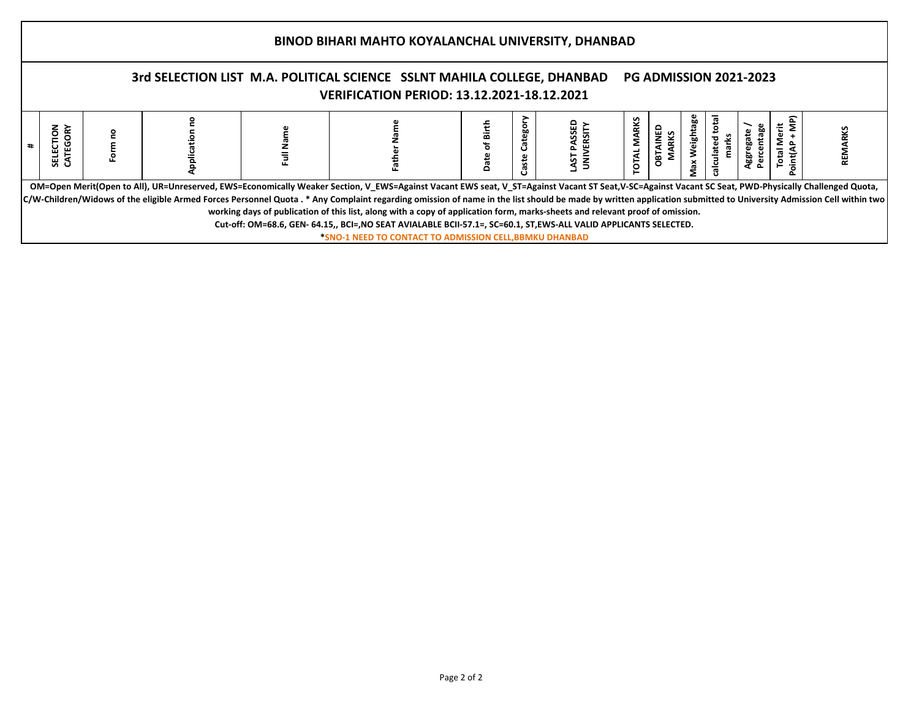## BINOD BIHARI MAHTO KOYALANCHAL UNIVERSITY, DHANBAD

### 3rd SELECTION LIST M.A. POLITICAL SCIENCE SSLNT MAHILA COLLEGE, DHANBAD PG ADMISSION 2021-2023

### VERIFICATION PERIOD: 13.12.2021-18.12.2021

| # | SELECTION CATEGORY | Form no | Application no | Full Name | Father Name | Date of Birth | Caste Category | LAST PASSED UNIVERSITY | TOTAL MARKS | OBTAINED MARKS | Max Weightage | calculated total marks | Aggregate / Percentage | Total Merit Point(AP + MP) | REMARKS |
|---|---|---|---|---|---|---|---|---|---|---|---|---|---|---|---|

**OM=Open Merit(Open to All), UR=Unreserved, EWS=Economically Weaker Section, V_EWS=Against Vacant EWS seat, V_ST=Against Vacant ST Seat,V-SC=Against Vacant SC Seat, PWD-Physically Challenged Quota, C/W-Children/Widows of the eligible Armed Forces Personnel Quota . * Any Complaint regarding omission of name in the list should be made by written application submitted to University Admission Cell within two working days of publication of this list, along with a copy of application form, marks-sheets and relevant proof of omission.**

**Cut-off: OM=68.6, GEN- 64.15,, BCI=,NO SEAT AVIALABLE BCII-57.1=, SC=60.1, ST,EWS-ALL VALID APPLICANTS SELECTED.**

**\*SNO-1 NEED TO CONTACT TO ADMISSION CELL,BBMKU DHANBAD**